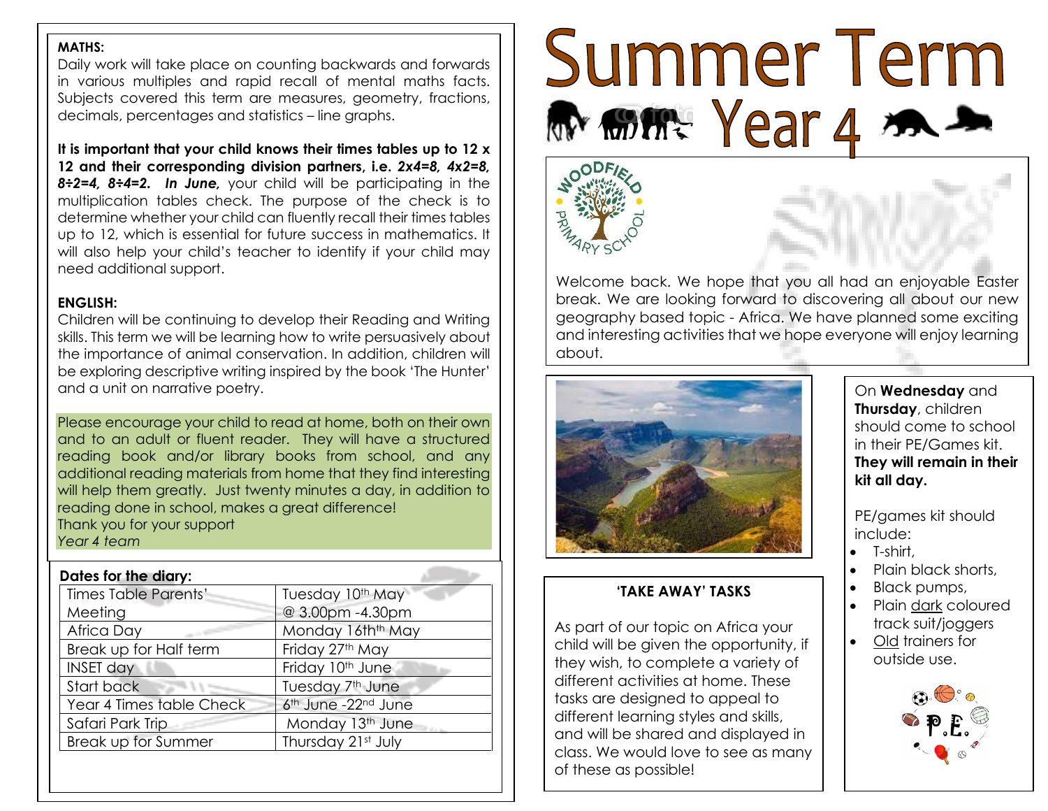# Summer Term Year 4

Welcome back. We hope that you all had an enjoyable Easter break. We are looking forward to discovering all about our new geography based topic - Africa. We have planned some exciting and interesting activities that we hope everyone will enjoy learning about.

**MATHS:**

Daily work will take place on counting backwards and forwards in various multiples and rapid recall of mental maths facts. Subjects covered this term are measures, geometry, fractions, decimals, percentages and statistics – line graphs.

**It is important that your child knows their times tables up to 12 x 12 and their corresponding division partners, i.e. *2x4=8, 4x2=8, 8÷2=4, 8÷4=2. In June,*** your child will be participating in the multiplication tables check. The purpose of the check is to determine whether your child can fluently recall their times tables up to 12, which is essential for future success in mathematics. It will also help your child's teacher to identify if your child may need additional support.

**ENGLISH:**

Children will be continuing to develop their Reading and Writing skills. This term we will be learning how to write persuasively about the importance of animal conservation. In addition, children will be exploring descriptive writing inspired by the book 'The Hunter' and a unit on narrative poetry.

Please encourage your child to read at home, both on their own and to an adult or fluent reader. They will have a structured reading book and/or library books from school, and any additional reading materials from home that they find interesting will help them greatly. Just twenty minutes a day, in addition to reading done in school, makes a great difference!

Thank you for your support

*Year 4 team*

**Dates for the diary:**

| | |
|---|---|
| Times Table Parents' Meeting | Tuesday 10th May @ 3.00pm -4.30pm |
| Africa Day | Monday 16th May |
| Break up for Half term | Friday 27th May |
| INSET day | Friday 10th June |
| Start back | Tuesday 7th June |
| Year 4 Times table Check | 6th June -22nd June |
| Safari Park Trip | Monday 13th June |
| Break up for Summer | Thursday 21st July |

**'TAKE AWAY' TASKS**

As part of our topic on Africa your child will be given the opportunity, if they wish, to complete a variety of different activities at home. These tasks are designed to appeal to different learning styles and skills, and will be shared and displayed in class. We would love to see as many of these as possible!

On **Wednesday** and **Thursday**, children should come to school in their PE/Games kit. **They will remain in their kit all day.**

PE/games kit should include:

- T-shirt,
- Plain black shorts,
- Black pumps,
- Plain dark coloured track suit/joggers
- Old trainers for outside use.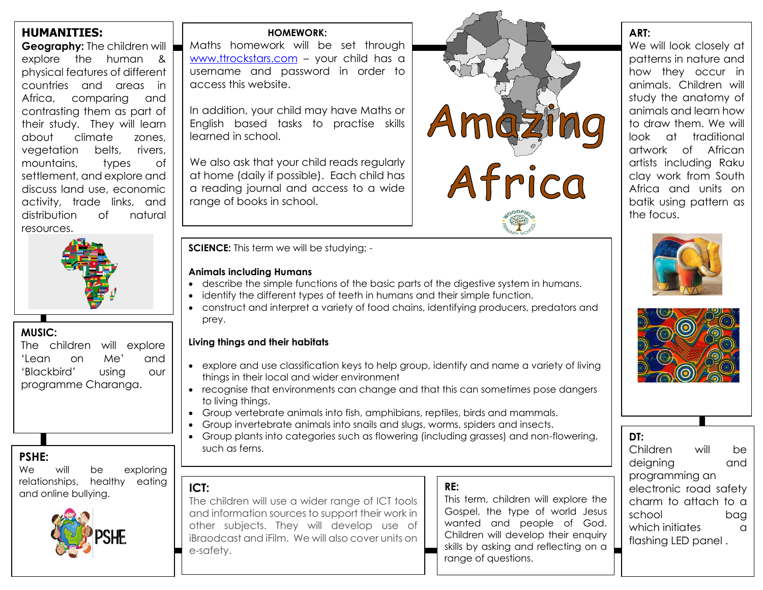# Amazing Africa

## HUMANITIES:

**Geography:** The children will explore the human & physical features of different countries and areas in Africa, comparing and contrasting them as part of their study. They will learn about climate zones, vegetation belts, rivers, mountains, types of settlement, and explore and discuss land use, economic activity, trade links, and distribution of natural resources.

## HOMEWORK:

Maths homework will be set through www.ttrockstars.com – your child has a username and password in order to access this website.

In addition, your child may have Maths or English based tasks to practise skills learned in school.

We also ask that your child reads regularly at home (daily if possible). Each child has a reading journal and access to a wide range of books in school.

## ART:

We will look closely at patterns in nature and how they occur in animals. Children will study the anatomy of animals and learn how to draw them. We will look at traditional artwork of African artists including Raku clay work from South Africa and units on batik using pattern as the focus.

## MUSIC:

The children will explore 'Lean on Me' and 'Blackbird' using our programme Charanga.

## SCIENCE:

**SCIENCE:** This term we will be studying; -

**Animals including Humans**

- describe the simple functions of the basic parts of the digestive system in humans.
- identify the different types of teeth in humans and their simple function.
- construct and interpret a variety of food chains, identifying producers, predators and prey.

**Living things and their habitats**

- explore and use classification keys to help group, identify and name a variety of living things in their local and wider environment
- recognise that environments can change and that this can sometimes pose dangers to living things.
- Group vertebrate animals into fish, amphibians, reptiles, birds and mammals.
- Group invertebrate animals into snails and slugs, worms, spiders and insects.
- Group plants into categories such as flowering (including grasses) and non-flowering, such as ferns.

## PSHE:

We will be exploring relationships, healthy eating and online bullying.

## ICT:

The children will use a wider range of ICT tools and information sources to support their work in other subjects. They will develop use of iBraodcast and iFilm. We will also cover units on e-safety.

## RE:

This term, children will explore the Gospel, the type of world Jesus wanted and people of God. Children will develop their enquiry skills by asking and reflecting on a range of questions.

## DT:

Children will be deigning and programming an electronic road safety charm to attach to a school bag which initiates a flashing LED panel .